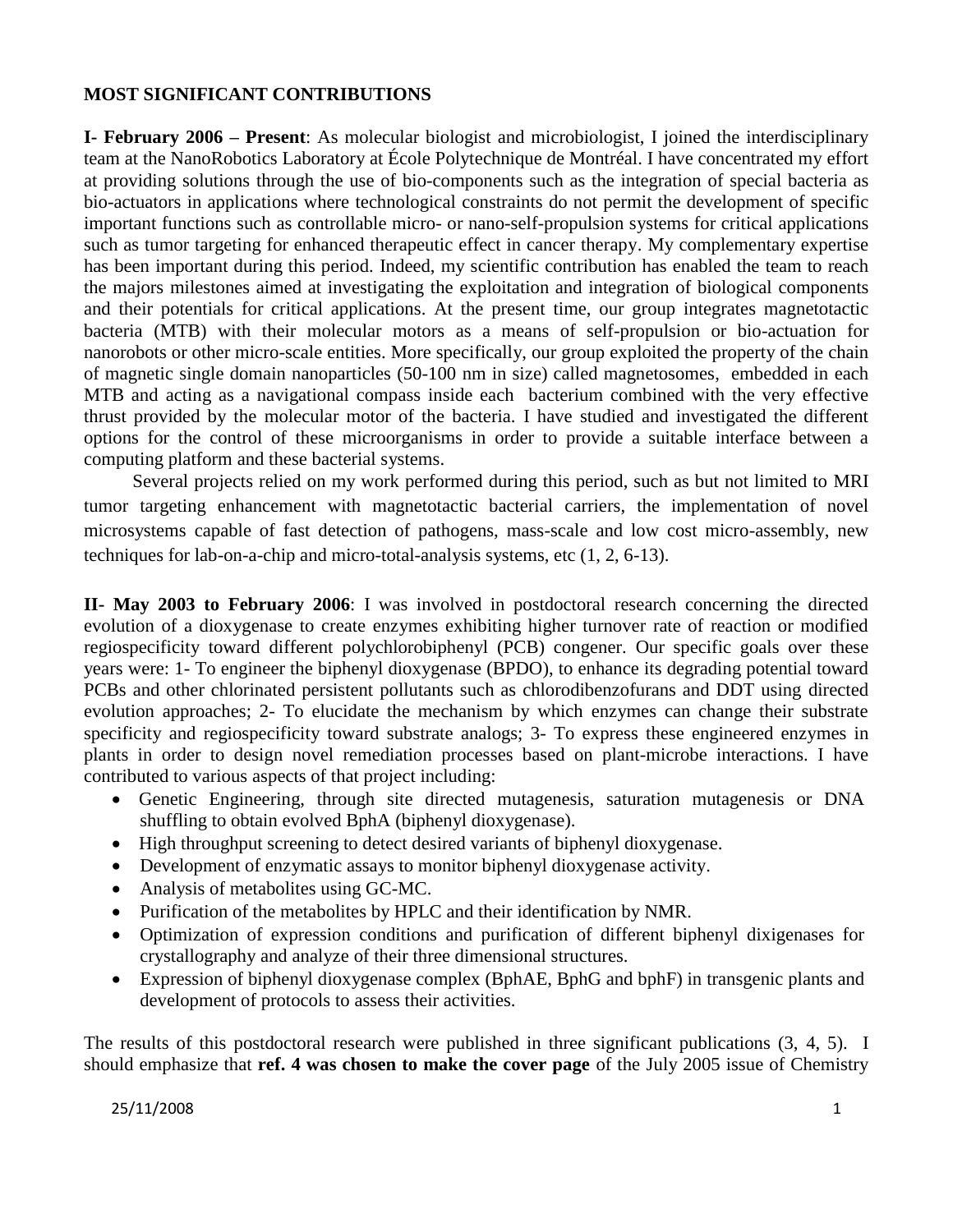**MOST SIGNIFICANT CONTRIBUTIONS**

**I- February 2006 – Present**: As molecular biologist and microbiologist, I joined the interdisciplinary team at the NanoRobotics Laboratory at École Polytechnique de Montréal. I have concentrated my effort at providing solutions through the use of bio-components such as the integration of special bacteria as bio-actuators in applications where technological constraints do not permit the development of specific important functions such as controllable micro- or nano-self-propulsion systems for critical applications such as tumor targeting for enhanced therapeutic effect in cancer therapy. My complementary expertise has been important during this period. Indeed, my scientific contribution has enabled the team to reach the majors milestones aimed at investigating the exploitation and integration of biological components and their potentials for critical applications. At the present time, our group integrates magnetotactic bacteria (MTB) with their molecular motors as a means of self-propulsion or bio-actuation for nanorobots or other micro-scale entities. More specifically, our group exploited the property of the chain of magnetic single domain nanoparticles (50-100 nm in size) called magnetosomes, embedded in each MTB and acting as a navigational compass inside each bacterium combined with the very effective thrust provided by the molecular motor of the bacteria. I have studied and investigated the different options for the control of these microorganisms in order to provide a suitable interface between a computing platform and these bacterial systems.

Several projects relied on my work performed during this period, such as but not limited to MRI tumor targeting enhancement with magnetotactic bacterial carriers, the implementation of novel microsystems capable of fast detection of pathogens, mass-scale and low cost micro-assembly, new techniques for lab-on-a-chip and micro-total-analysis systems, etc (1, 2, 6-13).

**II- May 2003 to February 2006**: I was involved in postdoctoral research concerning the directed evolution of a dioxygenase to create enzymes exhibiting higher turnover rate of reaction or modified regiospecificity toward different polychlorobiphenyl (PCB) congener. Our specific goals over these years were: 1- To engineer the biphenyl dioxygenase (BPDO), to enhance its degrading potential toward PCBs and other chlorinated persistent pollutants such as chlorodibenzofurans and DDT using directed evolution approaches; 2- To elucidate the mechanism by which enzymes can change their substrate specificity and regiospecificity toward substrate analogs; 3- To express these engineered enzymes in plants in order to design novel remediation processes based on plant-microbe interactions. I have contributed to various aspects of that project including:

- Genetic Engineering, through site directed mutagenesis, saturation mutagenesis or DNA shuffling to obtain evolved BphA (biphenyl dioxygenase).
- High throughput screening to detect desired variants of biphenyl dioxygenase.
- Development of enzymatic assays to monitor biphenyl dioxygenase activity.
- Analysis of metabolites using GC-MC.
- Purification of the metabolites by HPLC and their identification by NMR.
- Optimization of expression conditions and purification of different biphenyl dixigenases for crystallography and analyze of their three dimensional structures.
- Expression of biphenyl dioxygenase complex (BphAE, BphG and bphF) in transgenic plants and development of protocols to assess their activities.

The results of this postdoctoral research were published in three significant publications (3, 4, 5). I should emphasize that **ref. 4 was chosen to make the cover page** of the July 2005 issue of Chemistry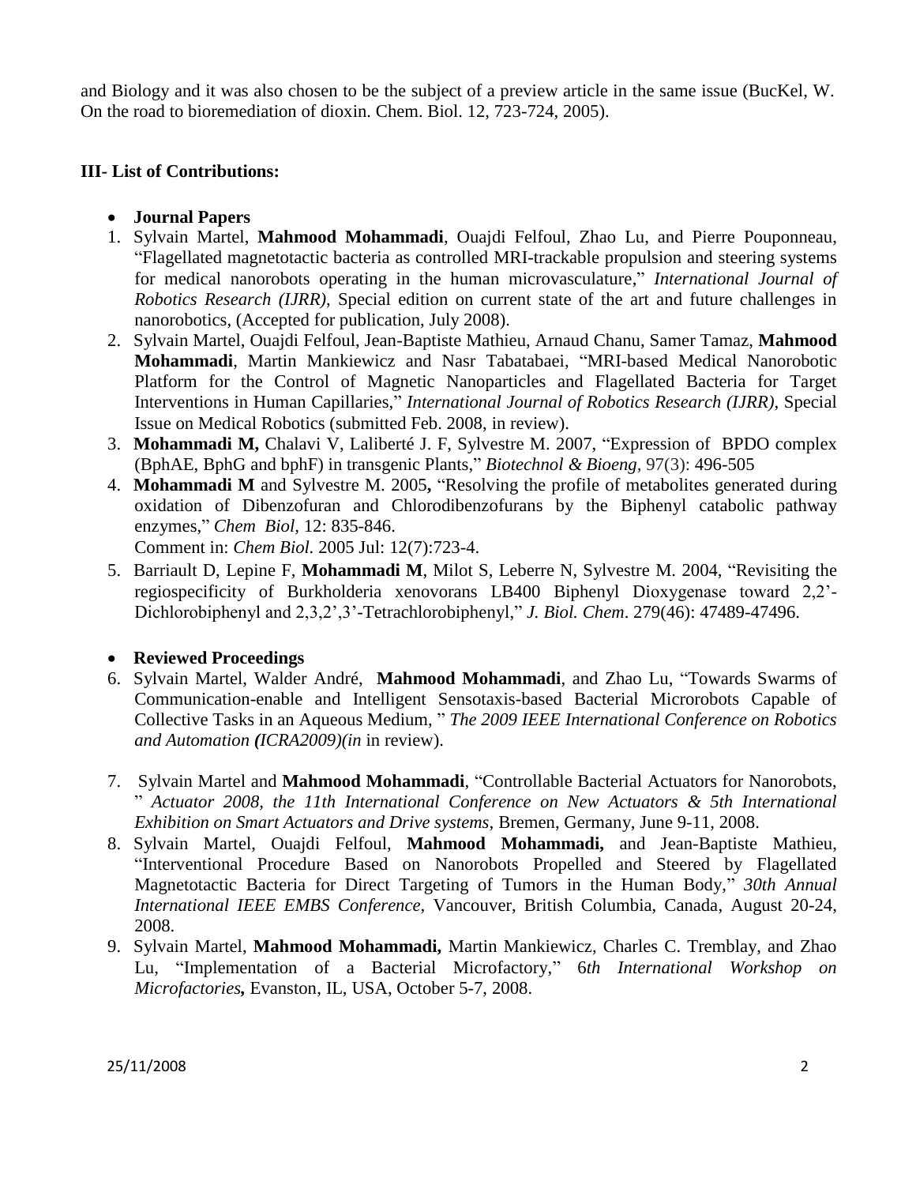and Biology and it was also chosen to be the subject of a preview article in the same issue (BucKel, W. On the road to bioremediation of dioxin. Chem. Biol. 12, 723-724, 2005).

**III- List of Contributions:**

- **Journal Papers**

1. Sylvain Martel, **Mahmood Mohammadi**, Ouajdi Felfoul, Zhao Lu, and Pierre Pouponneau, "Flagellated magnetotactic bacteria as controlled MRI-trackable propulsion and steering systems for medical nanorobots operating in the human microvasculature," *International Journal of Robotics Research (IJRR)*, Special edition on current state of the art and future challenges in nanorobotics, (Accepted for publication, July 2008).
2. Sylvain Martel, Ouajdi Felfoul, Jean-Baptiste Mathieu, Arnaud Chanu, Samer Tamaz, **Mahmood Mohammadi**, Martin Mankiewicz and Nasr Tabatabaei, "MRI-based Medical Nanorobotic Platform for the Control of Magnetic Nanoparticles and Flagellated Bacteria for Target Interventions in Human Capillaries," *International Journal of Robotics Research (IJRR)*, Special Issue on Medical Robotics (submitted Feb. 2008, in review).
3. **Mohammadi M,** Chalavi V, Laliberté J. F, Sylvestre M. 2007, "Expression of BPDO complex (BphAE, BphG and bphF) in transgenic Plants," *Biotechnol & Bioeng,* 97(3): 496-505
4. **Mohammadi M** and Sylvestre M. 2005**,** "Resolving the profile of metabolites generated during oxidation of Dibenzofuran and Chlorodibenzofurans by the Biphenyl catabolic pathway enzymes," *Chem Biol*, 12: 835-846.
   Comment in: *Chem Biol.* 2005 Jul: 12(7):723-4.
5. Barriault D, Lepine F, **Mohammadi M**, Milot S, Leberre N, Sylvestre M. 2004, "Revisiting the regiospecificity of Burkholderia xenovorans LB400 Biphenyl Dioxygenase toward 2,2'-Dichlorobiphenyl and 2,3,2',3'-Tetrachlorobiphenyl," *J. Biol. Chem*. 279(46): 47489-47496.

- **Reviewed Proceedings**

6. Sylvain Martel, Walder André, **Mahmood Mohammadi**, and Zhao Lu, "Towards Swarms of Communication-enable and Intelligent Sensotaxis-based Bacterial Microrobots Capable of Collective Tasks in an Aqueous Medium, " *The 2009 IEEE International Conference on Robotics and Automation **(**ICRA2009)(in* in review).
7. Sylvain Martel and **Mahmood Mohammadi**, "Controllable Bacterial Actuators for Nanorobots, " *Actuator 2008, the 11th International Conference on New Actuators & 5th International Exhibition on Smart Actuators and Drive systems*, Bremen, Germany, June 9-11, 2008.
8. Sylvain Martel, Ouajdi Felfoul, **Mahmood Mohammadi,** and Jean-Baptiste Mathieu, "Interventional Procedure Based on Nanorobots Propelled and Steered by Flagellated Magnetotactic Bacteria for Direct Targeting of Tumors in the Human Body," *30th Annual International IEEE EMBS Conference,* Vancouver, British Columbia, Canada, August 20-24, 2008.
9. Sylvain Martel, **Mahmood Mohammadi,** Martin Mankiewicz, Charles C. Tremblay, and Zhao Lu, "Implementation of a Bacterial Microfactory," 6*th International Workshop on Microfactories***,** Evanston, IL, USA, October 5-7, 2008.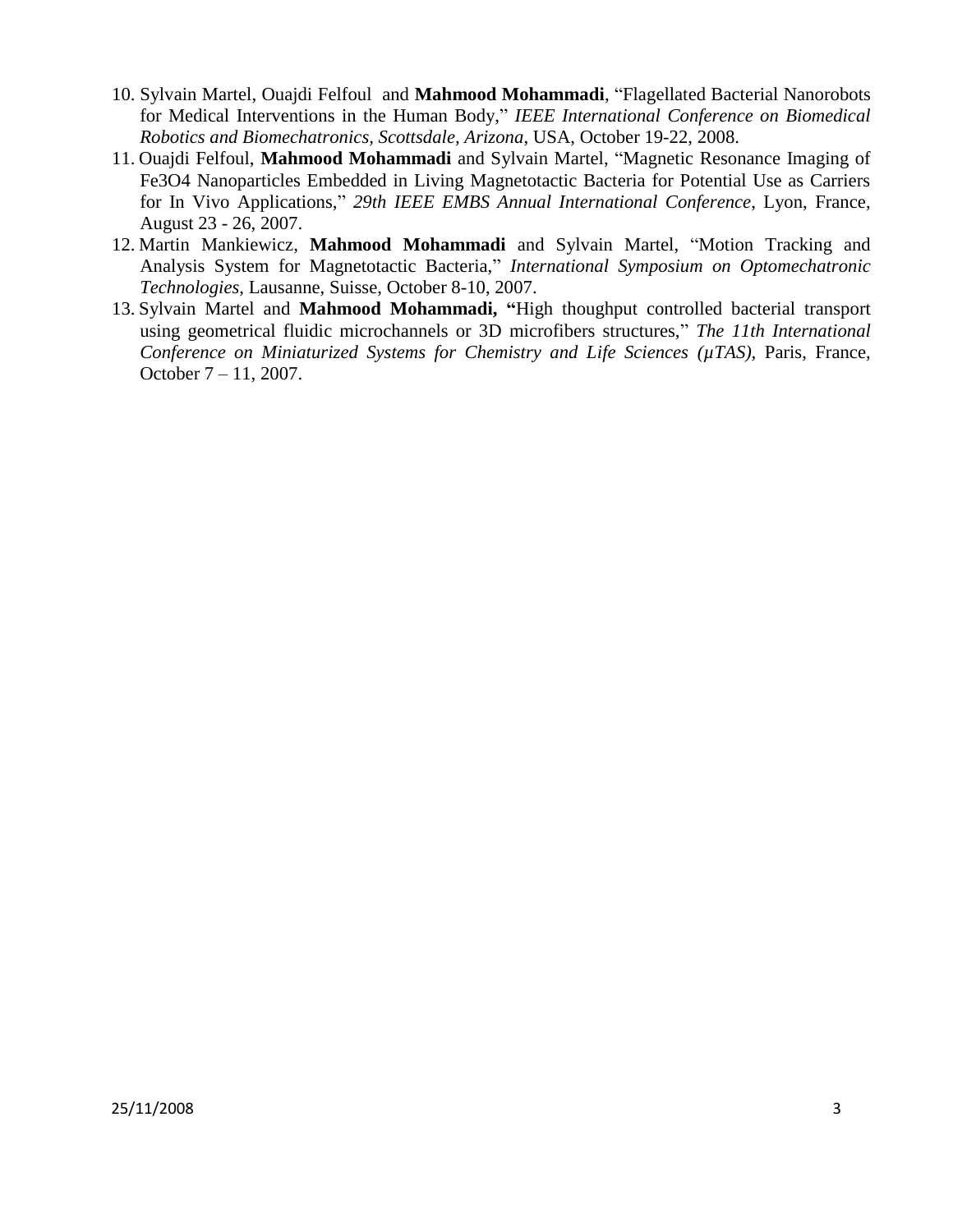10. Sylvain Martel, Ouajdi Felfoul and **Mahmood Mohammadi**, "Flagellated Bacterial Nanorobots for Medical Interventions in the Human Body," *IEEE International Conference on Biomedical Robotics and Biomechatronics, Scottsdale, Arizona*, USA, October 19-22, 2008.
11. Ouajdi Felfoul, **Mahmood Mohammadi** and Sylvain Martel, "Magnetic Resonance Imaging of $Fe_3O_4$ Nanoparticles Embedded in Living Magnetotactic Bacteria for Potential Use as Carriers for In Vivo Applications," *29th IEEE EMBS Annual International Conference*, Lyon, France, August 23 - 26, 2007.
12. Martin Mankiewicz, **Mahmood Mohammadi** and Sylvain Martel, "Motion Tracking and Analysis System for Magnetotactic Bacteria," *International Symposium on Optomechatronic Technologies*, Lausanne, Suisse, October 8-10, 2007.
13. Sylvain Martel and **Mahmood Mohammadi, "**High thoughput controlled bacterial transport using geometrical fluidic microchannels or 3D microfibers structures," *The 11th International Conference on Miniaturized Systems for Chemistry and Life Sciences (µTAS)*, Paris, France, October 7 – 11, 2007.